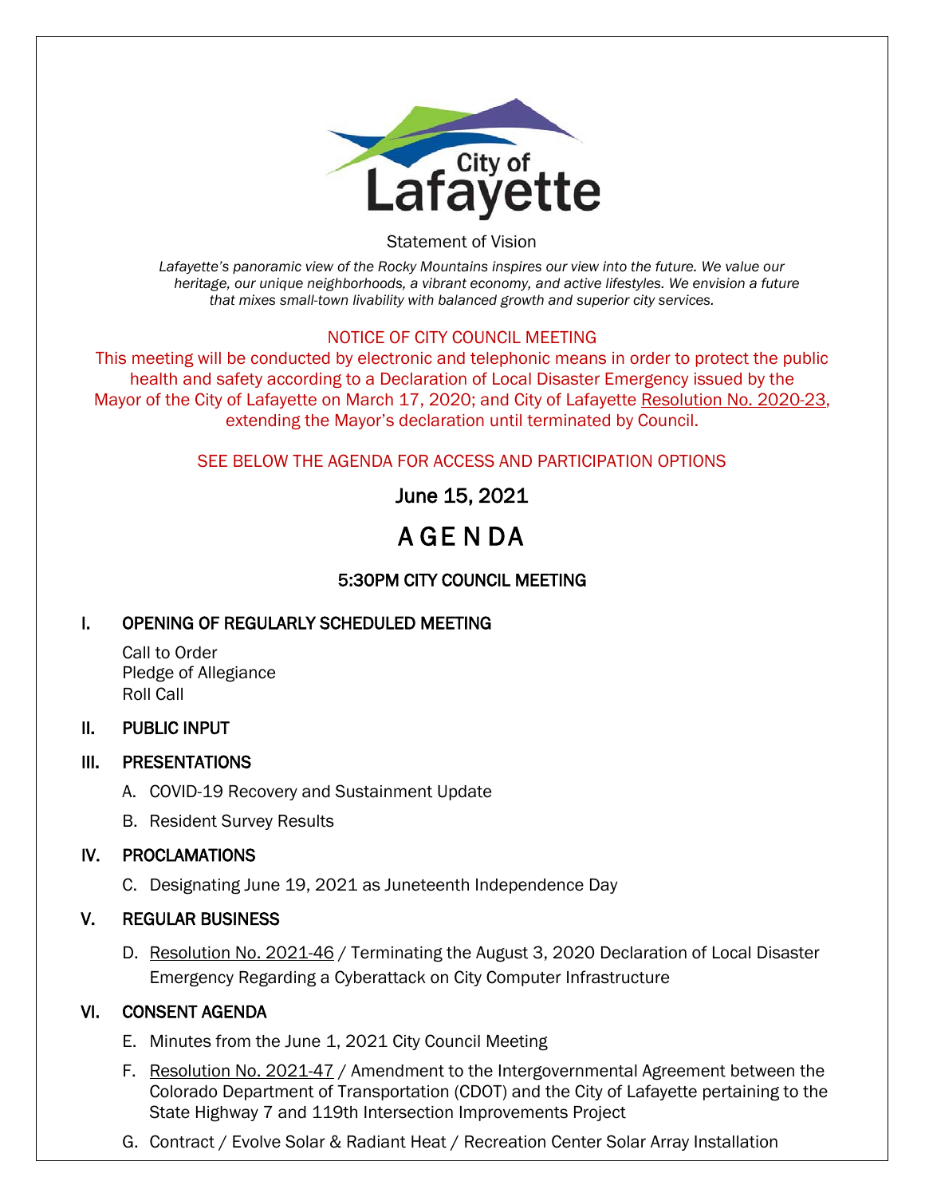City of Lafayette

Statement of Vision

*Lafayette's panoramic view of the Rocky Mountains inspires our view into the future. We value our heritage, our unique neighborhoods, a vibrant economy, and active lifestyles. We envision a future that mixes small-town livability with balanced growth and superior city services.*

NOTICE OF CITY COUNCIL MEETING

This meeting will be conducted by electronic and telephonic means in order to protect the public health and safety according to a Declaration of Local Disaster Emergency issued by the Mayor of the City of Lafayette on March 17, 2020; and City of Lafayette Resolution No. 2020-23, extending the Mayor's declaration until terminated by Council.

SEE BELOW THE AGENDA FOR ACCESS AND PARTICIPATION OPTIONS

June 15, 2021

# AGENDA

## 5:30PM CITY COUNCIL MEETING

## I. OPENING OF REGULARLY SCHEDULED MEETING

Call to Order
Pledge of Allegiance
Roll Call

## II. PUBLIC INPUT

## III. PRESENTATIONS

A. COVID-19 Recovery and Sustainment Update

B. Resident Survey Results

## IV. PROCLAMATIONS

C. Designating June 19, 2021 as Juneteenth Independence Day

## V. REGULAR BUSINESS

D. Resolution No. 2021-46 / Terminating the August 3, 2020 Declaration of Local Disaster Emergency Regarding a Cyberattack on City Computer Infrastructure

## VI. CONSENT AGENDA

E. Minutes from the June 1, 2021 City Council Meeting

F. Resolution No. 2021-47 / Amendment to the Intergovernmental Agreement between the Colorado Department of Transportation (CDOT) and the City of Lafayette pertaining to the State Highway 7 and 119th Intersection Improvements Project

G. Contract / Evolve Solar & Radiant Heat / Recreation Center Solar Array Installation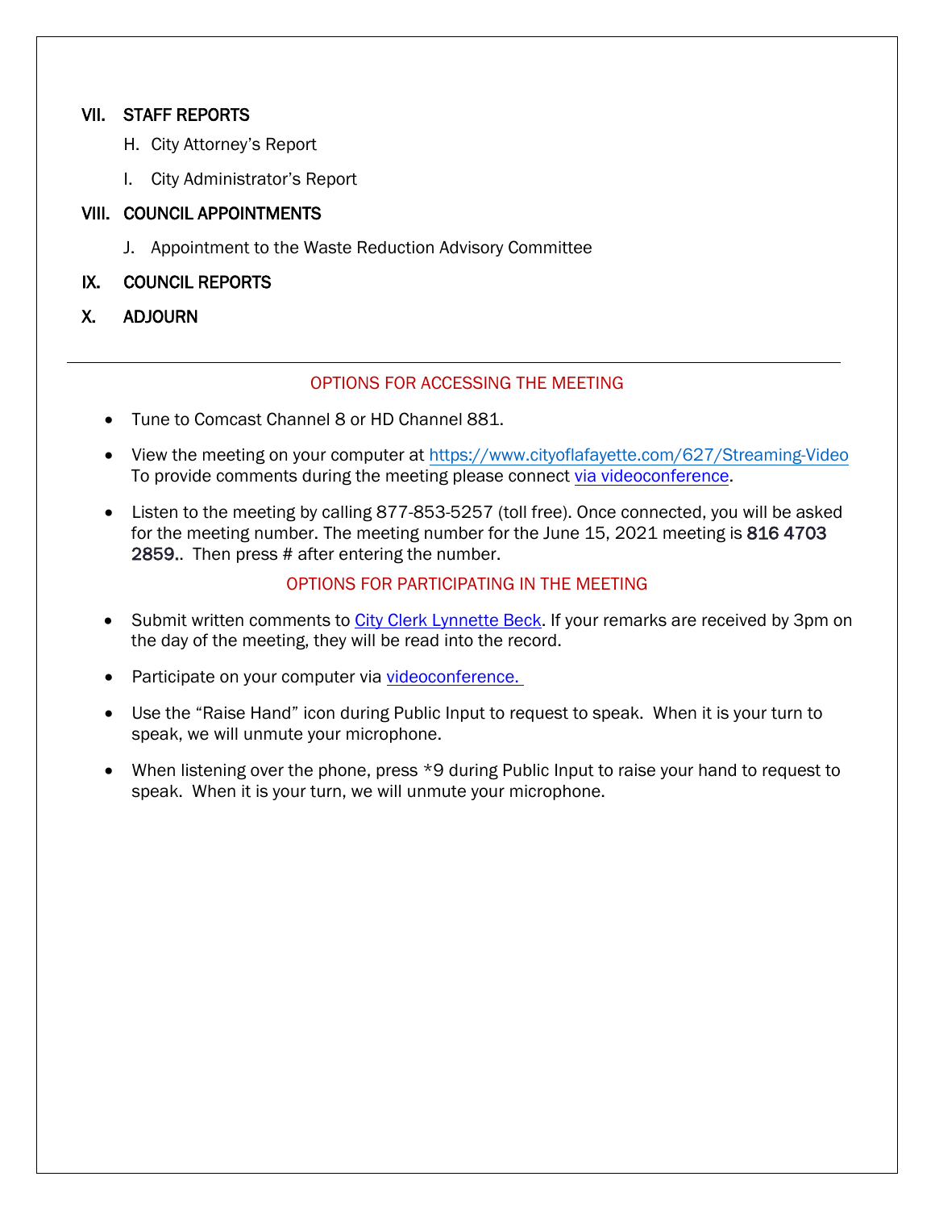## VII. STAFF REPORTS

H. City Attorney's Report

I. City Administrator's Report

## VIII. COUNCIL APPOINTMENTS

J. Appointment to the Waste Reduction Advisory Committee

## IX. COUNCIL REPORTS

## X. ADJOURN

---

OPTIONS FOR ACCESSING THE MEETING

- Tune to Comcast Channel 8 or HD Channel 881.
- View the meeting on your computer at https://www.cityoflafayette.com/627/Streaming-Video To provide comments during the meeting please connect via videoconference.
- Listen to the meeting by calling 877-853-5257 (toll free). Once connected, you will be asked for the meeting number. The meeting number for the June 15, 2021 meeting is **816 4703 2859.**. Then press # after entering the number.

OPTIONS FOR PARTICIPATING IN THE MEETING

- Submit written comments to City Clerk Lynnette Beck. If your remarks are received by 3pm on the day of the meeting, they will be read into the record.
- Participate on your computer via videoconference.
- Use the "Raise Hand" icon during Public Input to request to speak. When it is your turn to speak, we will unmute your microphone.
- When listening over the phone, press *9 during Public Input to raise your hand to request to speak. When it is your turn, we will unmute your microphone.